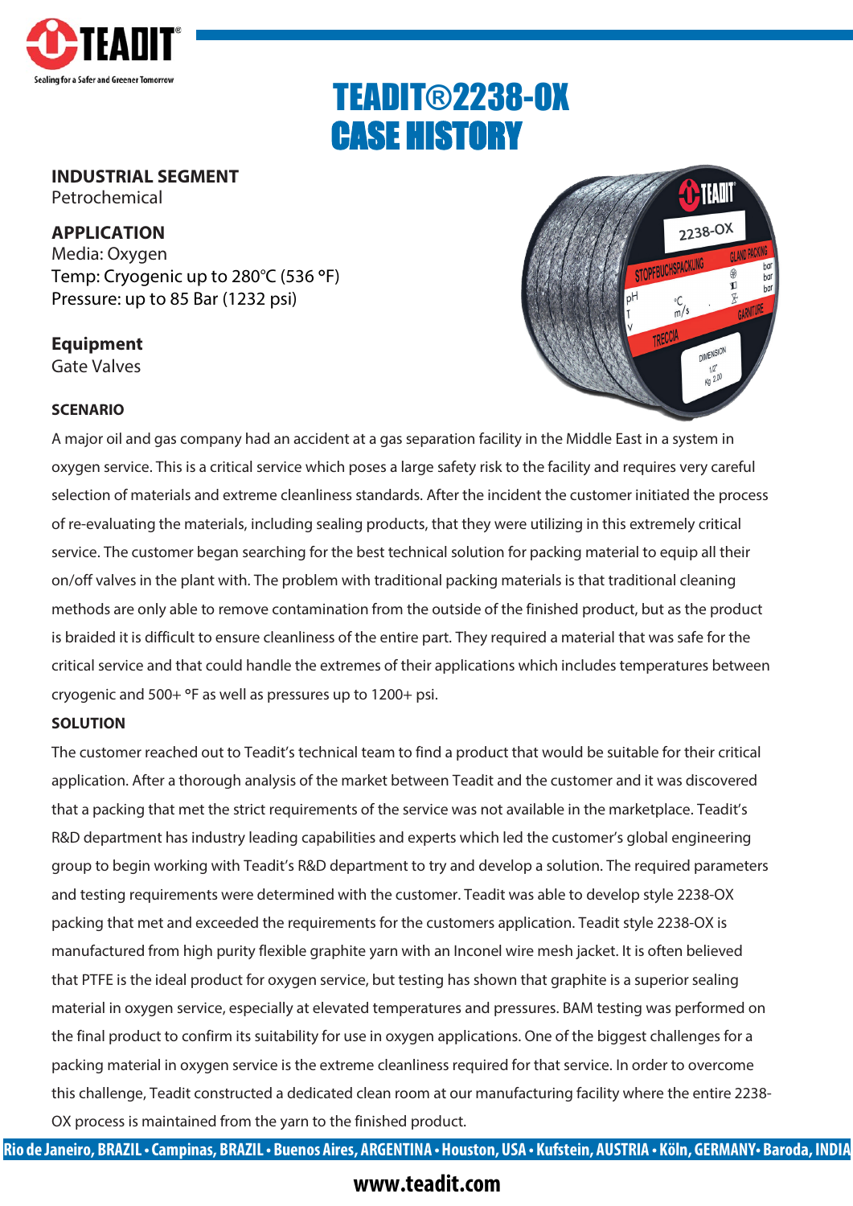# TEADIT®2238-OX CASE HISTORY

**INDUSTRIAL SEGMENT**
Petrochemical

**APPLICATION**
Media: Oxygen
Temp: Cryogenic up to 280°C (536 °F)
Pressure: up to 85 Bar (1232 psi)

**Equipment**
Gate Valves

**SCENARIO**

A major oil and gas company had an accident at a gas separation facility in the Middle East in a system in oxygen service. This is a critical service which poses a large safety risk to the facility and requires very careful selection of materials and extreme cleanliness standards. After the incident the customer initiated the process of re-evaluating the materials, including sealing products, that they were utilizing in this extremely critical service. The customer began searching for the best technical solution for packing material to equip all their on/off valves in the plant with. The problem with traditional packing materials is that traditional cleaning methods are only able to remove contamination from the outside of the finished product, but as the product is braided it is difficult to ensure cleanliness of the entire part. They required a material that was safe for the critical service and that could handle the extremes of their applications which includes temperatures between cryogenic and 500+ °F as well as pressures up to 1200+ psi.

**SOLUTION**

The customer reached out to Teadit's technical team to find a product that would be suitable for their critical application. After a thorough analysis of the market between Teadit and the customer and it was discovered that a packing that met the strict requirements of the service was not available in the marketplace. Teadit's R&D department has industry leading capabilities and experts which led the customer's global engineering group to begin working with Teadit's R&D department to try and develop a solution. The required parameters and testing requirements were determined with the customer. Teadit was able to develop style 2238-OX packing that met and exceeded the requirements for the customers application. Teadit style 2238-OX is manufactured from high purity flexible graphite yarn with an Inconel wire mesh jacket. It is often believed that PTFE is the ideal product for oxygen service, but testing has shown that graphite is a superior sealing material in oxygen service, especially at elevated temperatures and pressures. BAM testing was performed on the final product to confirm its suitability for use in oxygen applications. One of the biggest challenges for a packing material in oxygen service is the extreme cleanliness required for that service. In order to overcome this challenge, Teadit constructed a dedicated clean room at our manufacturing facility where the entire 2238-OX process is maintained from the yarn to the finished product.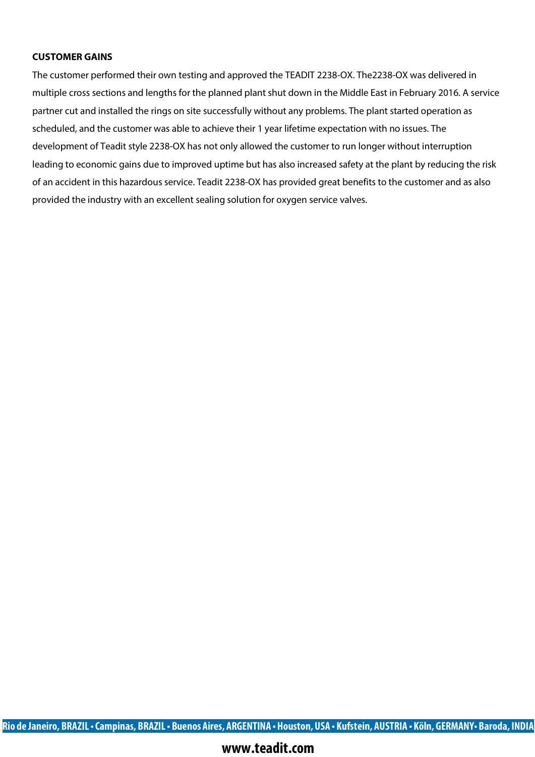**CUSTOMER GAINS**

The customer performed their own testing and approved the TEADIT 2238-OX. The2238-OX was delivered in multiple cross sections and lengths for the planned plant shut down in the Middle East in February 2016. A service partner cut and installed the rings on site successfully without any problems. The plant started operation as scheduled, and the customer was able to achieve their 1 year lifetime expectation with no issues. The development of Teadit style 2238-OX has not only allowed the customer to run longer without interruption leading to economic gains due to improved uptime but has also increased safety at the plant by reducing the risk of an accident in this hazardous service. Teadit 2238-OX has provided great benefits to the customer and as also provided the industry with an excellent sealing solution for oxygen service valves.